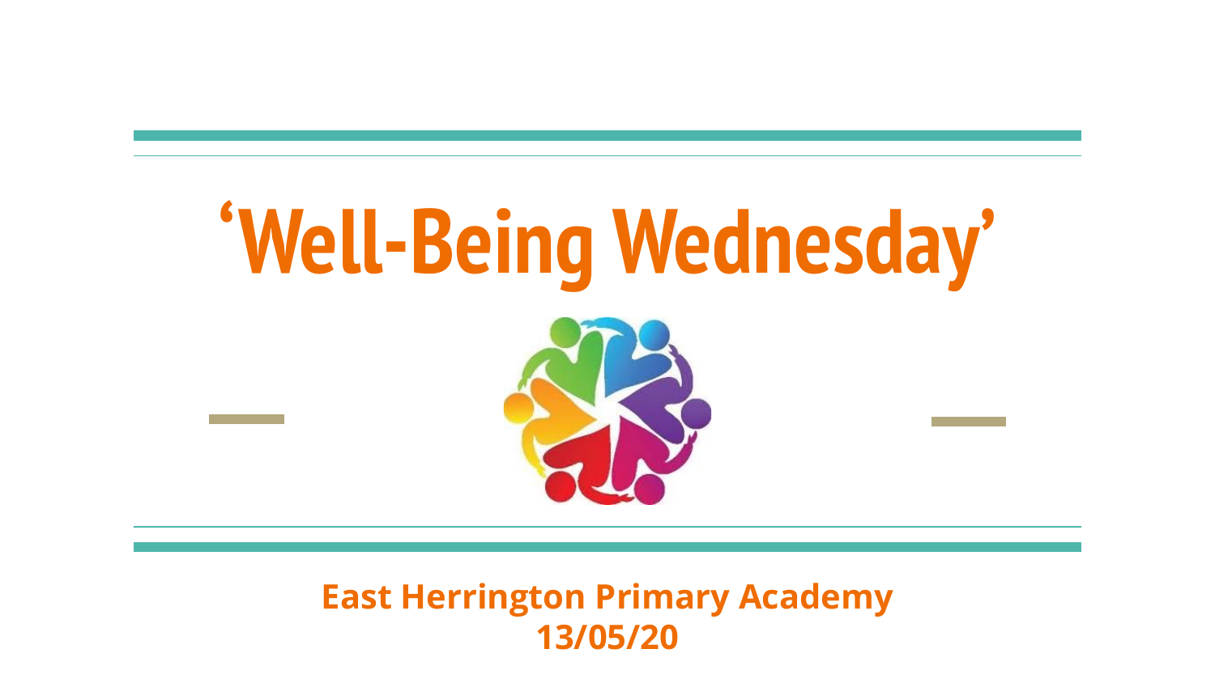# 'Well-Being Wednesday'

**East Herrington Primary Academy**
**13/05/20**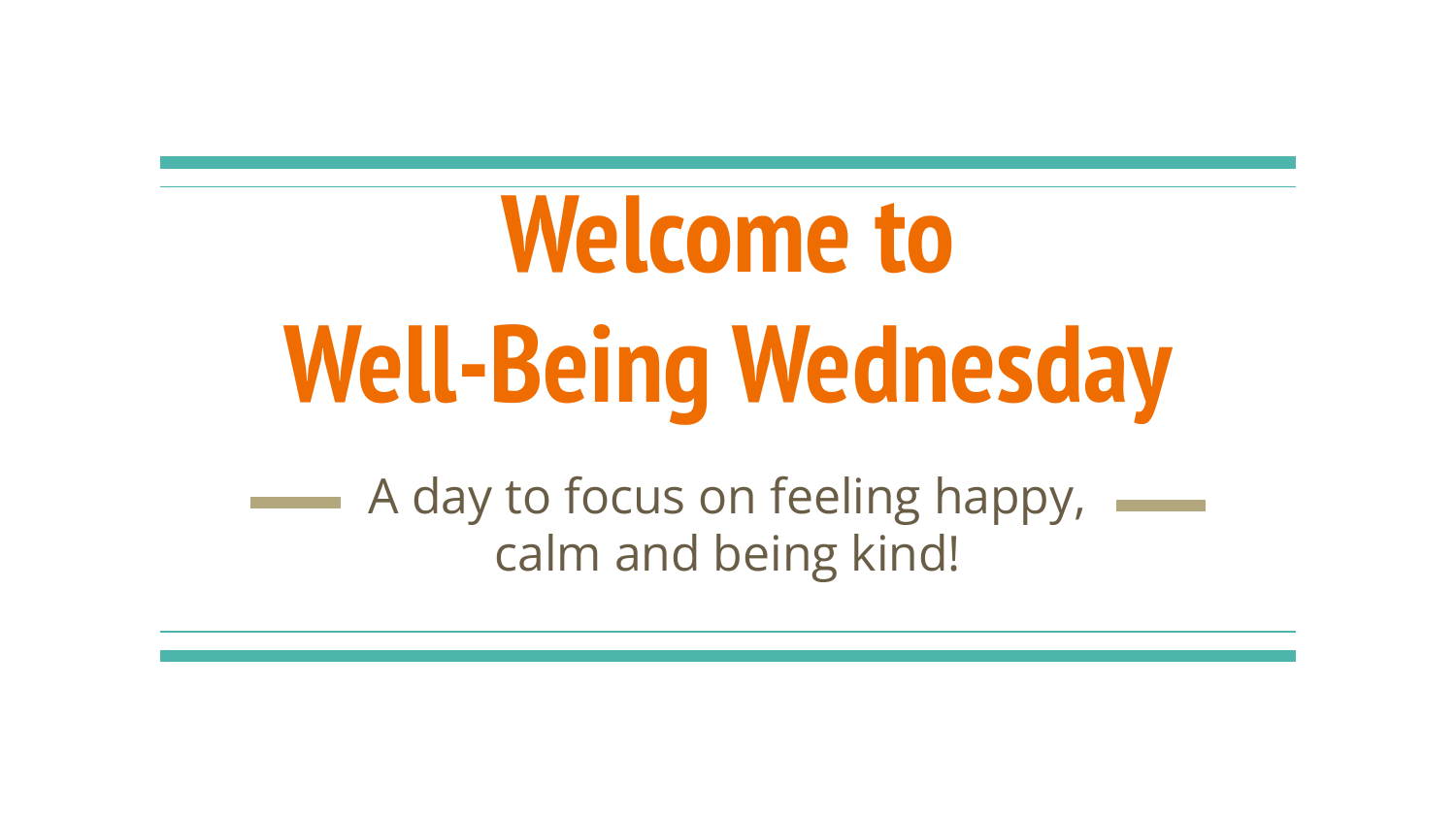# Welcome to Well-Being Wednesday

A day to focus on feeling happy, calm and being kind!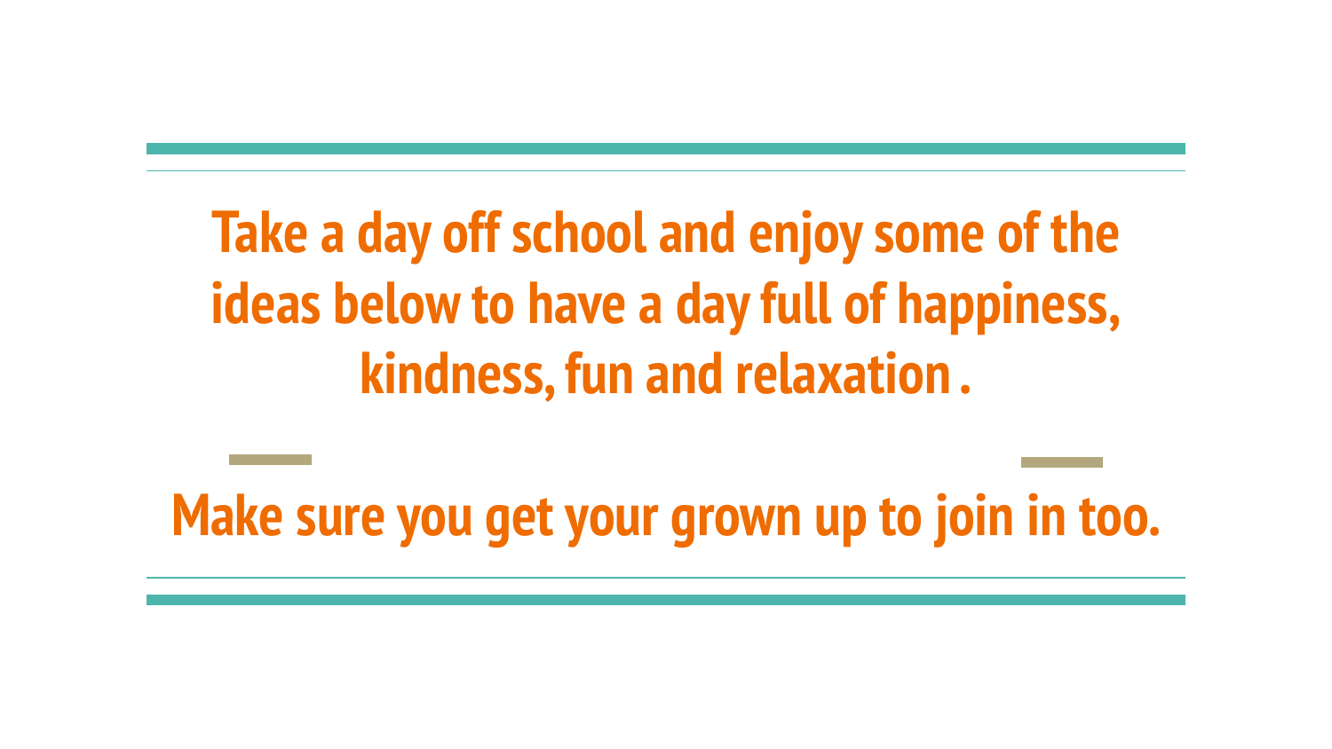**Take a day off school and enjoy some of the ideas below to have a day full of happiness, kindness, fun and relaxation .**

**Make sure you get your grown up to join in too.**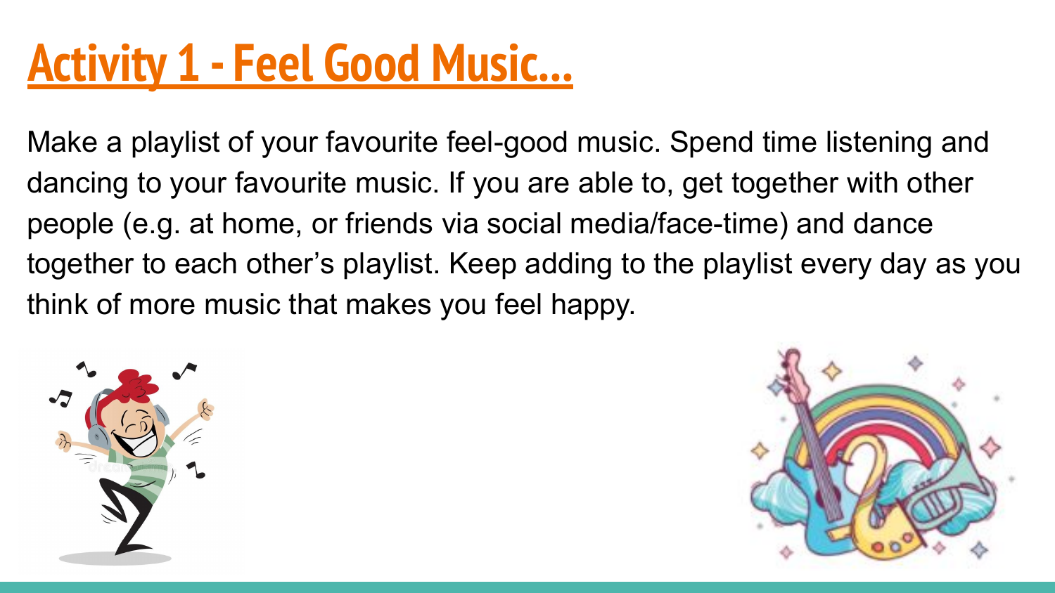# Activity 1 - Feel Good Music...

Make a playlist of your favourite feel-good music. Spend time listening and dancing to your favourite music. If you are able to, get together with other people (e.g. at home, or friends via social media/face-time) and dance together to each other's playlist. Keep adding to the playlist every day as you think of more music that makes you feel happy.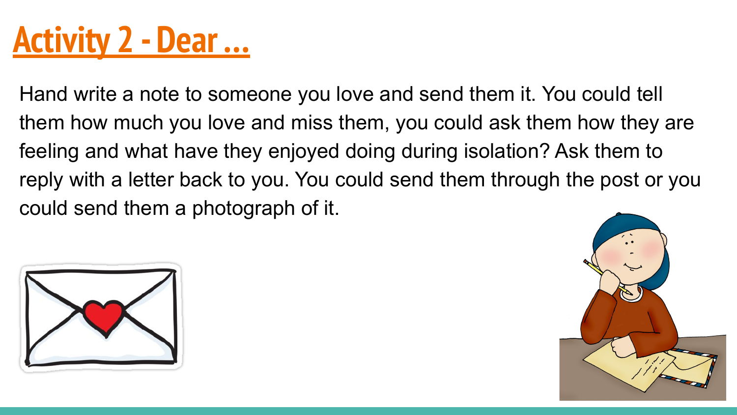# Activity 2 - Dear ...

Hand write a note to someone you love and send them it. You could tell them how much you love and miss them, you could ask them how they are feeling and what have they enjoyed doing during isolation? Ask them to reply with a letter back to you. You could send them through the post or you could send them a photograph of it.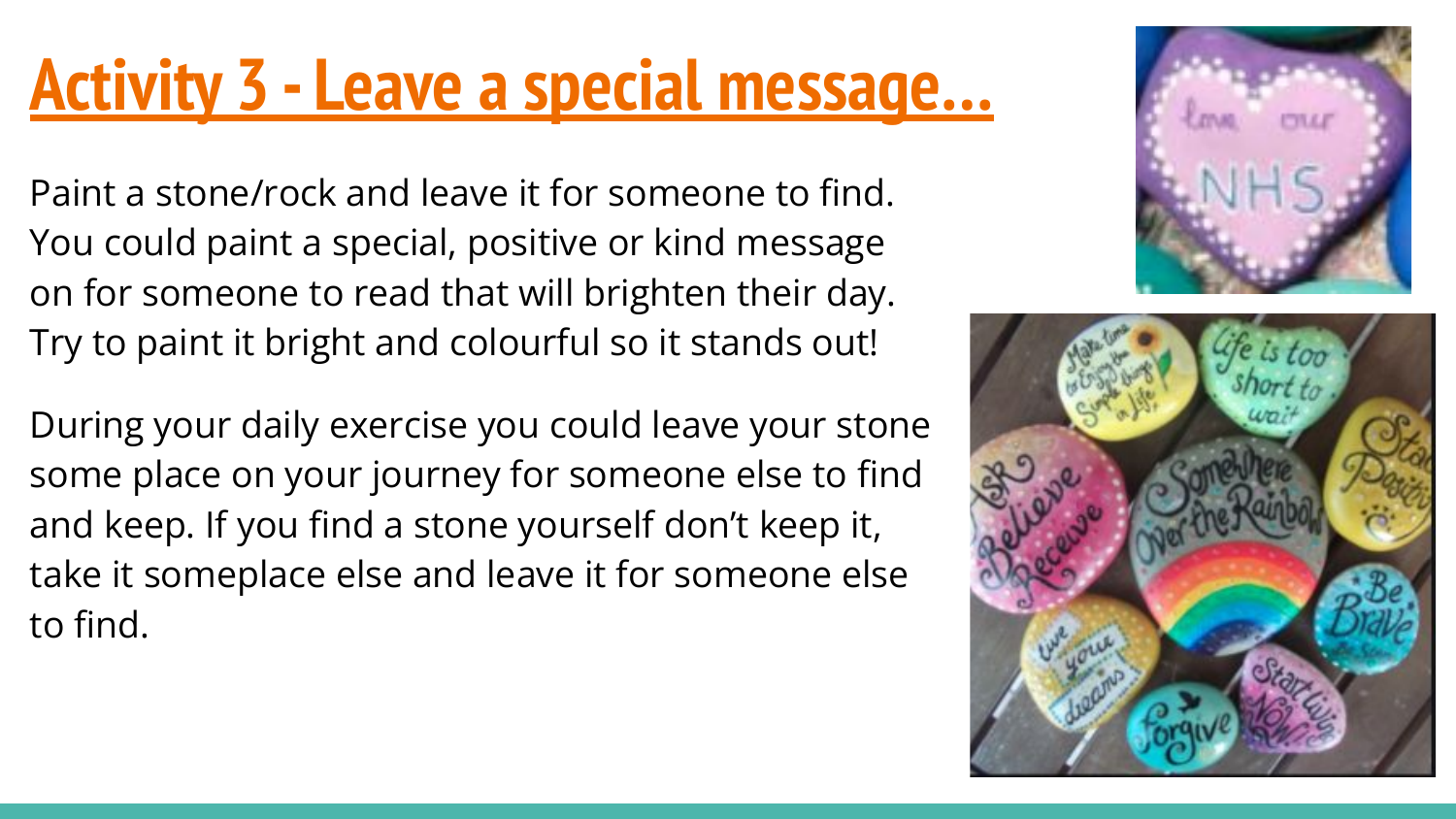# Activity 3 - Leave a special message...

Paint a stone/rock and leave it for someone to find. You could paint a special, positive or kind message on for someone to read that will brighten their day. Try to paint it bright and colourful so it stands out!

During your daily exercise you could leave your stone some place on your journey for someone else to find and keep. If you find a stone yourself don't keep it, take it someplace else and leave it for someone else to find.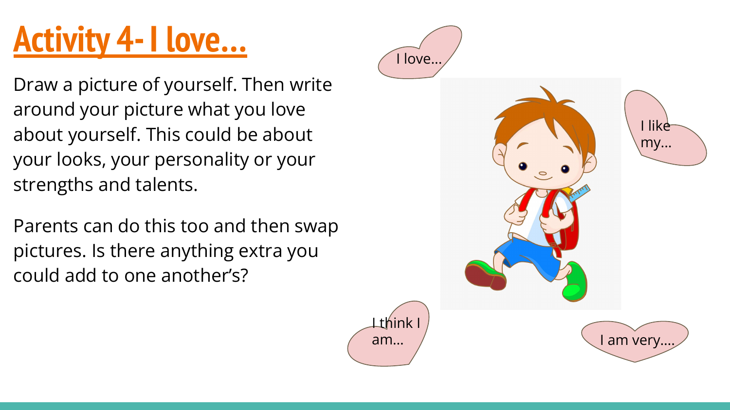# Activity 4- I love...

Draw a picture of yourself. Then write around your picture what you love about yourself. This could be about your looks, your personality or your strengths and talents.

Parents can do this too and then swap pictures. Is there anything extra you could add to one another's?

I love...

I like my...

I think I am...

I am very....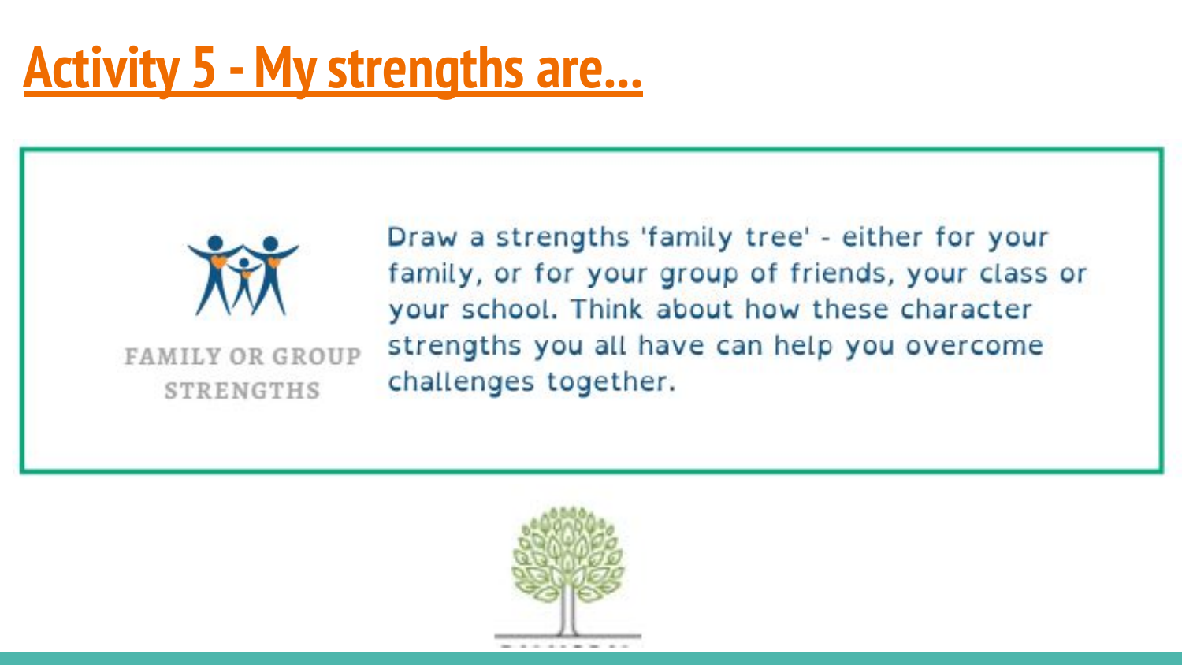# Activity 5 - My strengths are...

FAMILY OR GROUP STRENGTHS

Draw a strengths 'family tree' - either for your family, or for your group of friends, your class or your school. Think about how these character strengths you all have can help you overcome challenges together.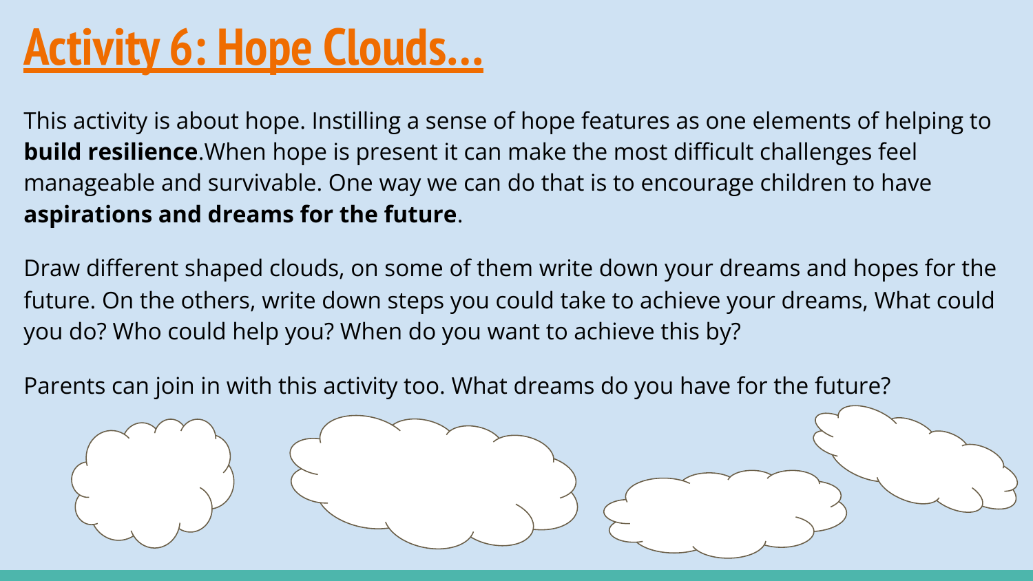# Activity 6: Hope Clouds...

This activity is about hope. Instilling a sense of hope features as one elements of helping to **build resilience**.When hope is present it can make the most difficult challenges feel manageable and survivable. One way we can do that is to encourage children to have **aspirations and dreams for the future**.

Draw different shaped clouds, on some of them write down your dreams and hopes for the future. On the others, write down steps you could take to achieve your dreams, What could you do? Who could help you? When do you want to achieve this by?

Parents can join in with this activity too. What dreams do you have for the future?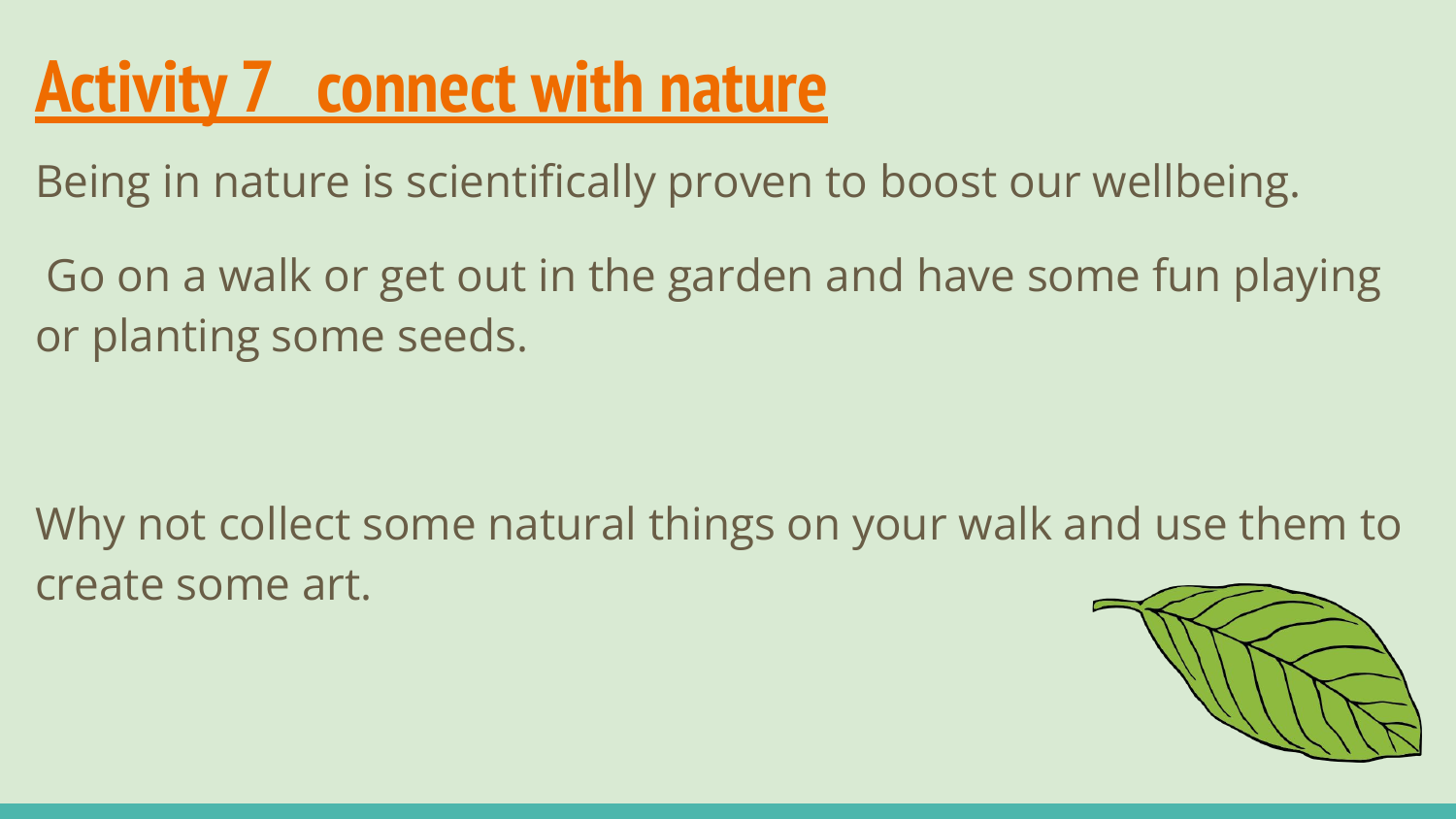# Activity 7   connect with nature

Being in nature is scientifically proven to boost our wellbeing.

Go on a walk or get out in the garden and have some fun playing or planting some seeds.

Why not collect some natural things on your walk and use them to create some art.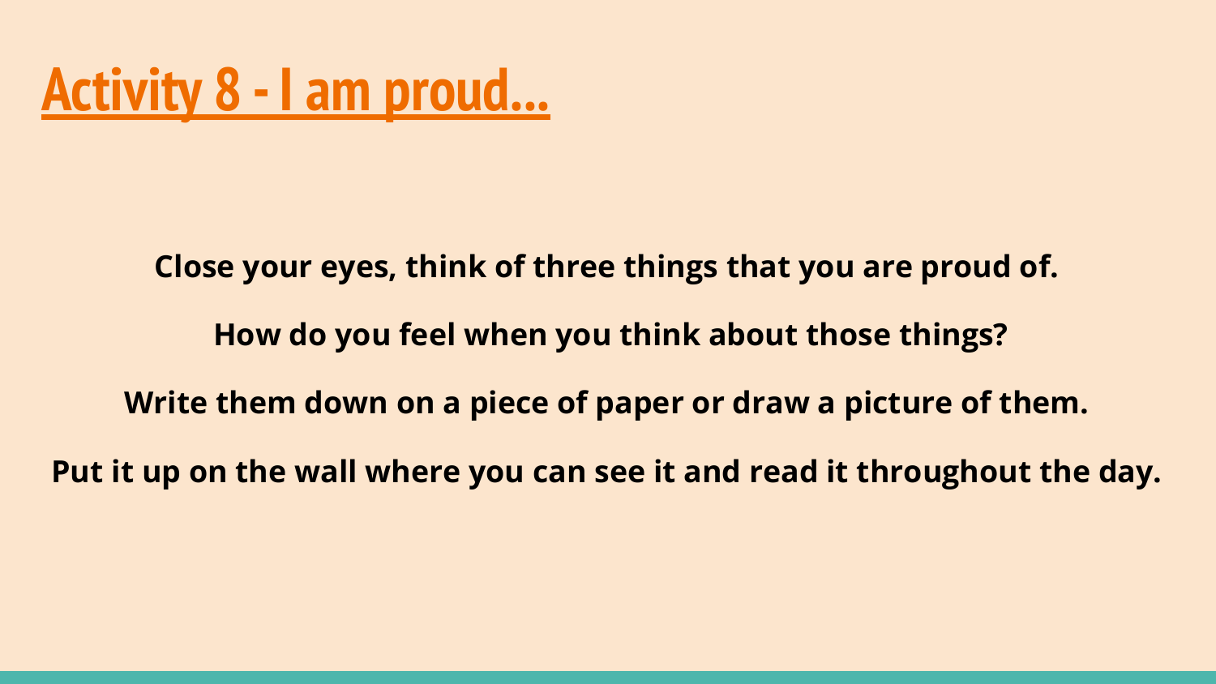# Activity 8 - I am proud...

**Close your eyes, think of three things that you are proud of.**

**How do you feel when you think about those things?**

**Write them down on a piece of paper or draw a picture of them.**

**Put it up on the wall where you can see it and read it throughout the day.**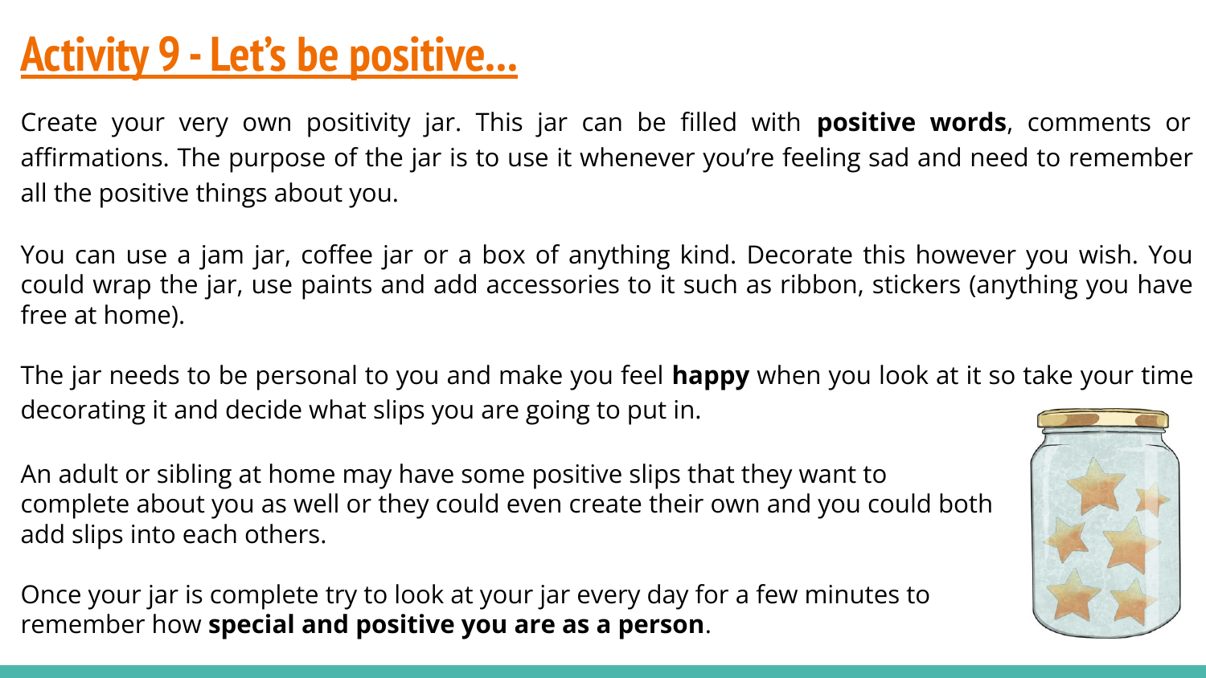# Activity 9 - Let's be positive...

Create your very own positivity jar. This jar can be filled with **positive words**, comments or affirmations. The purpose of the jar is to use it whenever you're feeling sad and need to remember all the positive things about you.

You can use a jam jar, coffee jar or a box of anything kind. Decorate this however you wish. You could wrap the jar, use paints and add accessories to it such as ribbon, stickers (anything you have free at home).

The jar needs to be personal to you and make you feel **happy** when you look at it so take your time decorating it and decide what slips you are going to put in.

An adult or sibling at home may have some positive slips that they want to complete about you as well or they could even create their own and you could both add slips into each others.

Once your jar is complete try to look at your jar every day for a few minutes to remember how **special and positive you are as a person**.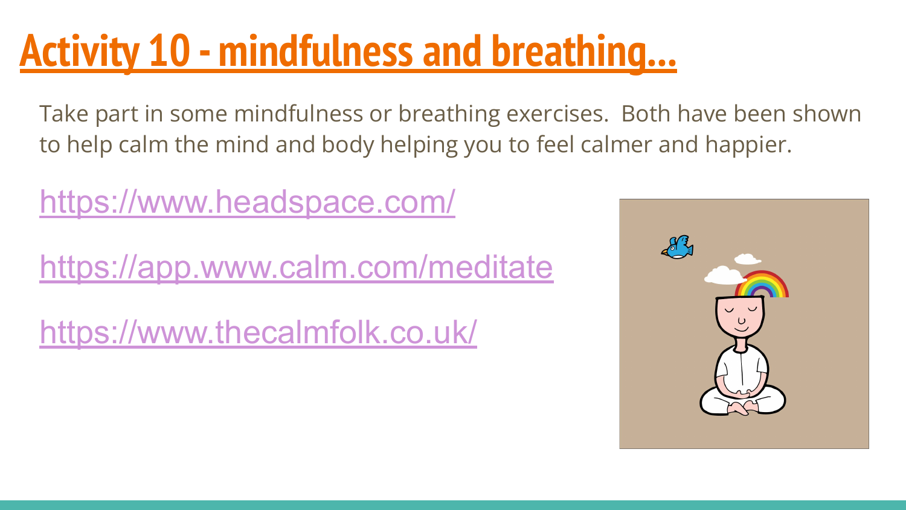# Activity 10 - mindfulness and breathing...

Take part in some mindfulness or breathing exercises. Both have been shown to help calm the mind and body helping you to feel calmer and happier.

https://www.headspace.com/

https://app.www.calm.com/meditate

https://www.thecalmfolk.co.uk/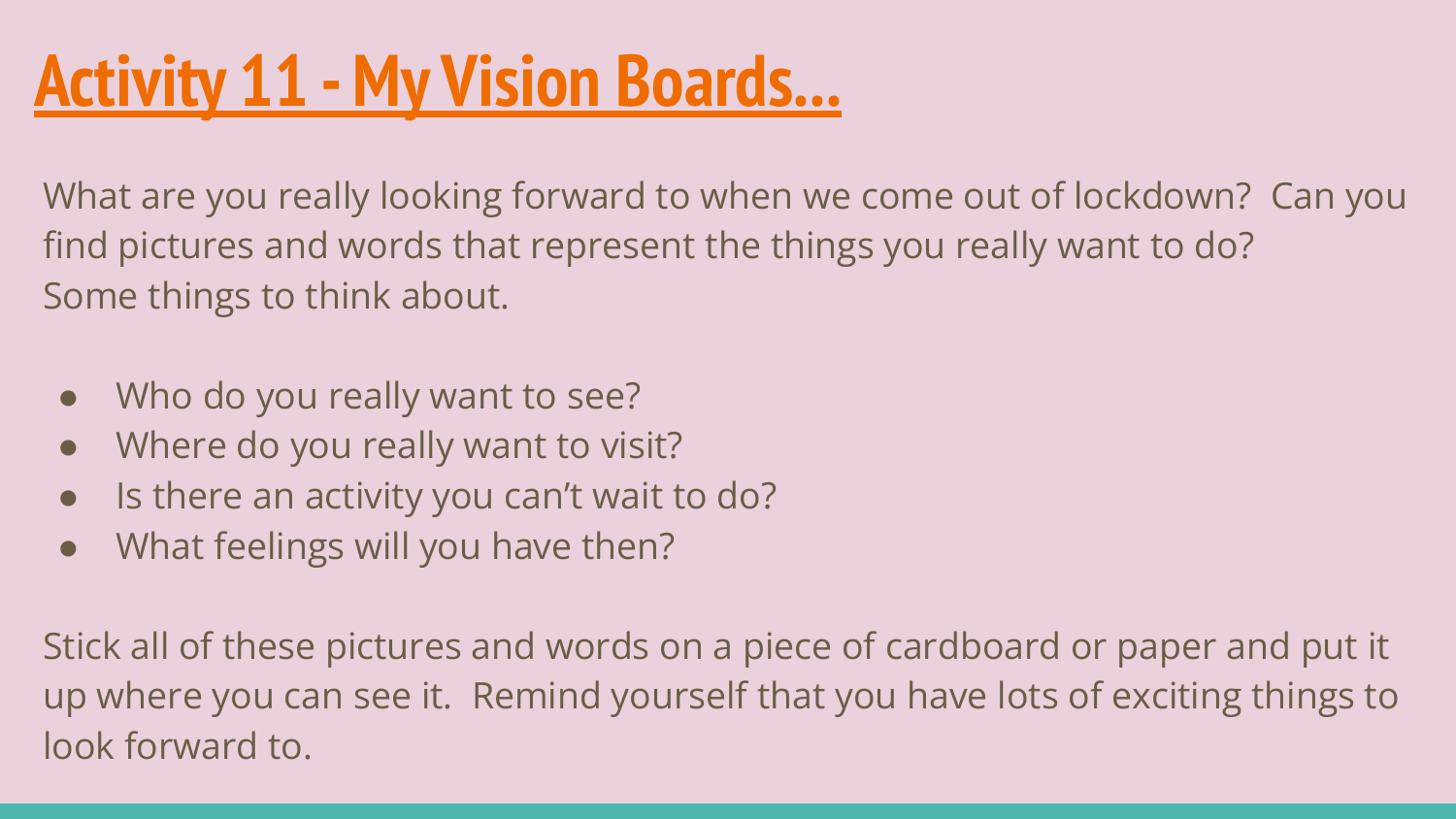# Activity 11 - My Vision Boards...

What are you really looking forward to when we come out of lockdown? Can you find pictures and words that represent the things you really want to do?
Some things to think about.

- Who do you really want to see?
- Where do you really want to visit?
- Is there an activity you can't wait to do?
- What feelings will you have then?

Stick all of these pictures and words on a piece of cardboard or paper and put it up where you can see it. Remind yourself that you have lots of exciting things to look forward to.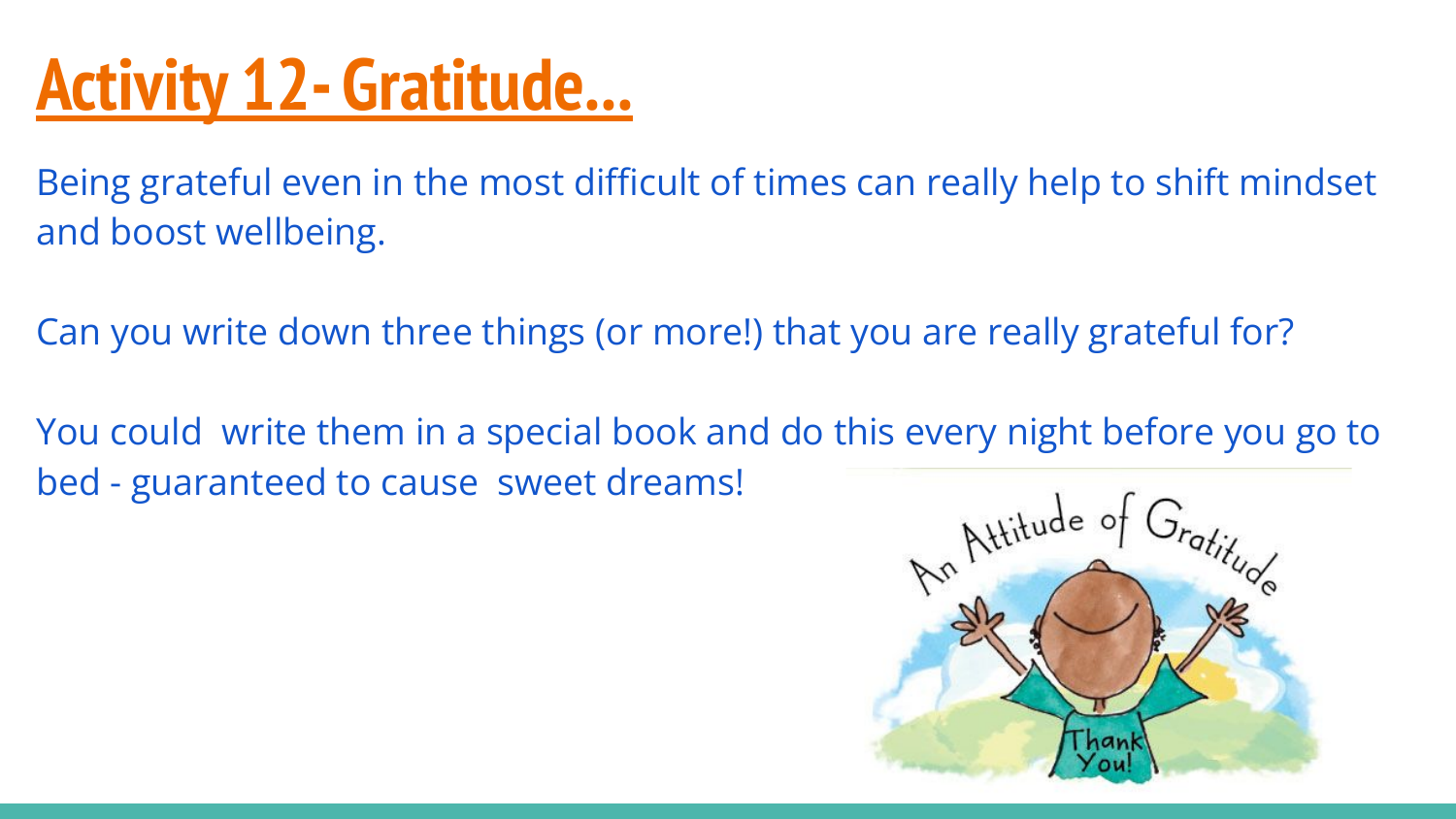# Activity 12- Gratitude...

Being grateful even in the most difficult of times can really help to shift mindset and boost wellbeing.

Can you write down three things (or more!) that you are really grateful for?

You could  write them in a special book and do this every night before you go to bed - guaranteed to cause  sweet dreams!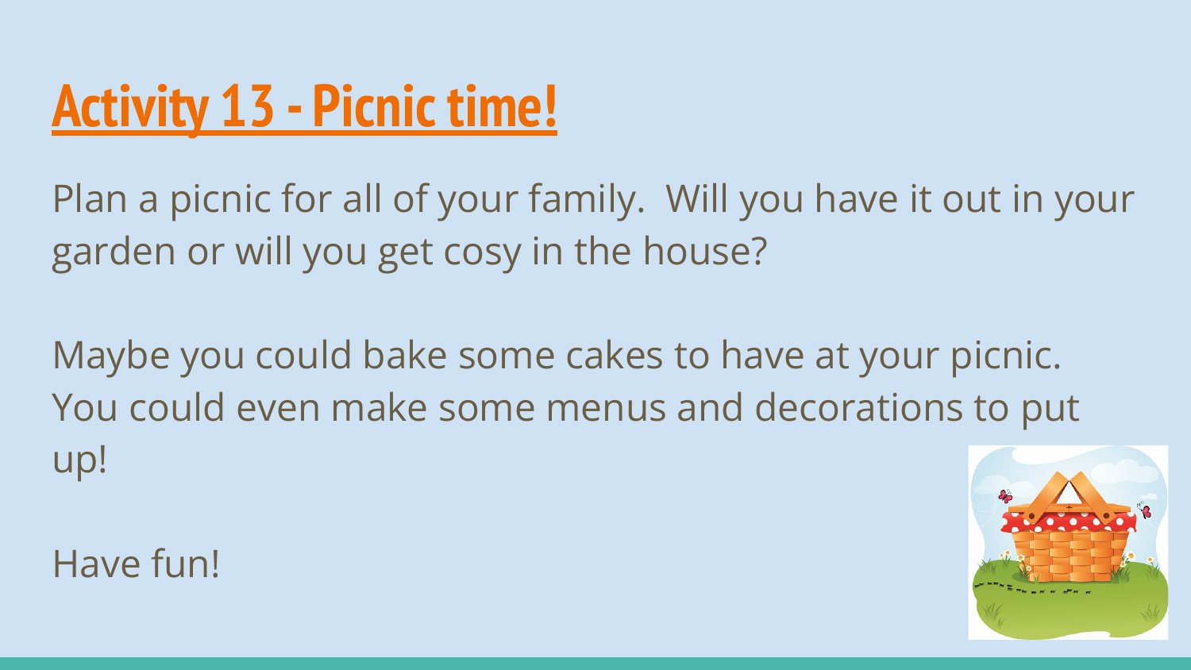# Activity 13 - Picnic time!

Plan a picnic for all of your family. Will you have it out in your garden or will you get cosy in the house?

Maybe you could bake some cakes to have at your picnic. You could even make some menus and decorations to put up!

Have fun!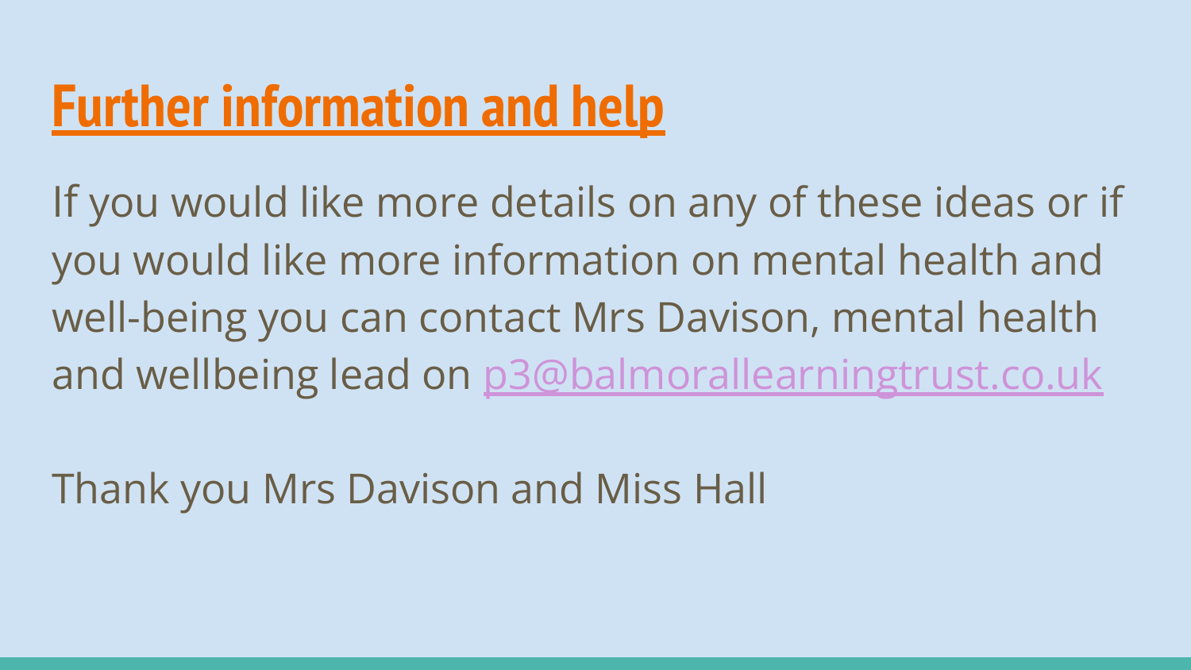# Further information and help

If you would like more details on any of these ideas or if you would like more information on mental health and well-being you can contact Mrs Davison, mental health and wellbeing lead on p3@balmorallearningtrust.co.uk

Thank you Mrs Davison and Miss Hall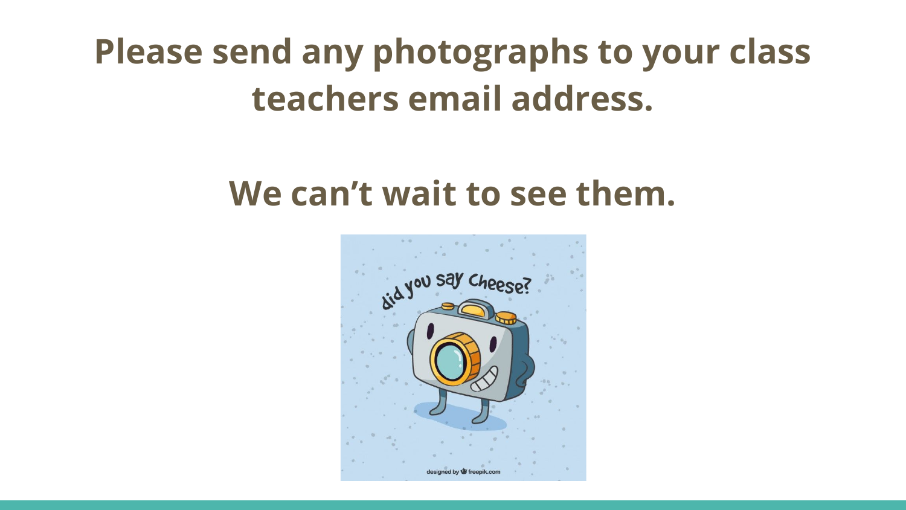# Please send any photographs to your class teachers email address.

# We can't wait to see them.